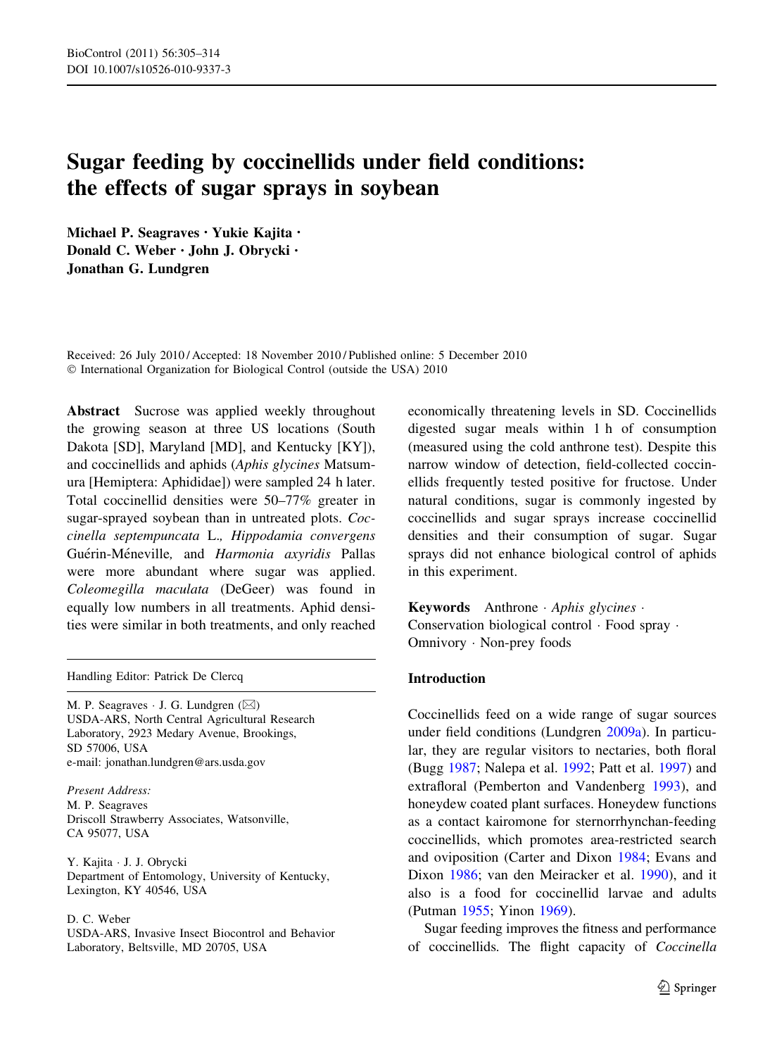# Sugar feeding by coccinellids under field conditions: the effects of sugar sprays in soybean

**Michael P. Seagraves · Yukie Kajita · Donald C. Weber · John J. Obrycki · Jonathan G. Lundgren**

Received: 26 July 2010 / Accepted: 18 November 2010 / Published online: 5 December 2010
© International Organization for Biological Control (outside the USA) 2010

**Abstract** Sucrose was applied weekly throughout the growing season at three US locations (South Dakota [SD], Maryland [MD], and Kentucky [KY]), and coccinellids and aphids (*Aphis glycines* Matsumura [Hemiptera: Aphididae]) were sampled 24 h later. Total coccinellid densities were 50–77% greater in sugar-sprayed soybean than in untreated plots. *Coccinella septempuncata* L.*, Hippodamia convergens* Guérin-Méneville*,* and *Harmonia axyridis* Pallas were more abundant where sugar was applied. *Coleomegilla maculata* (DeGeer) was found in equally low numbers in all treatments. Aphid densities were similar in both treatments, and only reached economically threatening levels in SD. Coccinellids digested sugar meals within 1 h of consumption (measured using the cold anthrone test). Despite this narrow window of detection, field-collected coccinellids frequently tested positive for fructose. Under natural conditions, sugar is commonly ingested by coccinellids and sugar sprays increase coccinellid densities and their consumption of sugar. Sugar sprays did not enhance biological control of aphids in this experiment.

**Keywords** Anthrone · *Aphis glycines* · Conservation biological control · Food spray · Omnivory · Non-prey foods

Handling Editor: Patrick De Clercq

M. P. Seagraves · J. G. Lundgren (✉)
USDA-ARS, North Central Agricultural Research Laboratory, 2923 Medary Avenue, Brookings, SD 57006, USA
e-mail: jonathan.lundgren@ars.usda.gov

*Present Address:*
M. P. Seagraves
Driscoll Strawberry Associates, Watsonville, CA 95077, USA

Y. Kajita · J. J. Obrycki
Department of Entomology, University of Kentucky, Lexington, KY 40546, USA

D. C. Weber
USDA-ARS, Invasive Insect Biocontrol and Behavior Laboratory, Beltsville, MD 20705, USA

## Introduction

Coccinellids feed on a wide range of sugar sources under field conditions (Lundgren 2009a). In particular, they are regular visitors to nectaries, both floral (Bugg 1987; Nalepa et al. 1992; Patt et al. 1997) and extrafloral (Pemberton and Vandenberg 1993), and honeydew coated plant surfaces. Honeydew functions as a contact kairomone for sternorrhynchan-feeding coccinellids, which promotes area-restricted search and oviposition (Carter and Dixon 1984; Evans and Dixon 1986; van den Meiracker et al. 1990), and it also is a food for coccinellid larvae and adults (Putman 1955; Yinon 1969).

Sugar feeding improves the fitness and performance of coccinellids. The flight capacity of *Coccinella*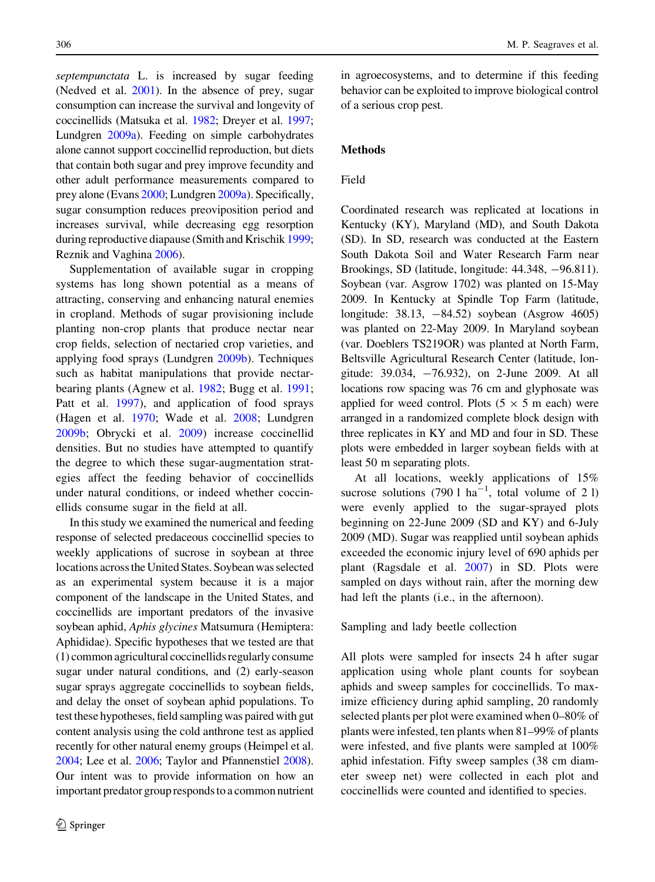*septempunctata* L. is increased by sugar feeding (Nedved et al. 2001). In the absence of prey, sugar consumption can increase the survival and longevity of coccinellids (Matsuka et al. 1982; Dreyer et al. 1997; Lundgren 2009a). Feeding on simple carbohydrates alone cannot support coccinellid reproduction, but diets that contain both sugar and prey improve fecundity and other adult performance measurements compared to prey alone (Evans 2000; Lundgren 2009a). Specifically, sugar consumption reduces preoviposition period and increases survival, while decreasing egg resorption during reproductive diapause (Smith and Krischik 1999; Reznik and Vaghina 2006).

Supplementation of available sugar in cropping systems has long shown potential as a means of attracting, conserving and enhancing natural enemies in cropland. Methods of sugar provisioning include planting non-crop plants that produce nectar near crop fields, selection of nectaried crop varieties, and applying food sprays (Lundgren 2009b). Techniques such as habitat manipulations that provide nectar-bearing plants (Agnew et al. 1982; Bugg et al. 1991; Patt et al. 1997), and application of food sprays (Hagen et al. 1970; Wade et al. 2008; Lundgren 2009b; Obrycki et al. 2009) increase coccinellid densities. But no studies have attempted to quantify the degree to which these sugar-augmentation strategies affect the feeding behavior of coccinellids under natural conditions, or indeed whether coccinellids consume sugar in the field at all.

In this study we examined the numerical and feeding response of selected predaceous coccinellid species to weekly applications of sucrose in soybean at three locations across the United States. Soybean was selected as an experimental system because it is a major component of the landscape in the United States, and coccinellids are important predators of the invasive soybean aphid, *Aphis glycines* Matsumura (Hemiptera: Aphididae). Specific hypotheses that we tested are that (1) common agricultural coccinellids regularly consume sugar under natural conditions, and (2) early-season sugar sprays aggregate coccinellids to soybean fields, and delay the onset of soybean aphid populations. To test these hypotheses, field sampling was paired with gut content analysis using the cold anthrone test as applied recently for other natural enemy groups (Heimpel et al. 2004; Lee et al. 2006; Taylor and Pfannenstiel 2008). Our intent was to provide information on how an important predator group responds to a common nutrient in agroecosystems, and to determine if this feeding behavior can be exploited to improve biological control of a serious crop pest.

## Methods

### Field

Coordinated research was replicated at locations in Kentucky (KY), Maryland (MD), and South Dakota (SD). In SD, research was conducted at the Eastern South Dakota Soil and Water Research Farm near Brookings, SD (latitude, longitude: 44.348, −96.811). Soybean (var. Asgrow 1702) was planted on 15-May 2009. In Kentucky at Spindle Top Farm (latitude, longitude: 38.13, −84.52) soybean (Asgrow 4605) was planted on 22-May 2009. In Maryland soybean (var. Doeblers TS219OR) was planted at North Farm, Beltsville Agricultural Research Center (latitude, longitude: 39.034, −76.932), on 2-June 2009. At all locations row spacing was 76 cm and glyphosate was applied for weed control. Plots ($5 \times 5$ m each) were arranged in a randomized complete block design with three replicates in KY and MD and four in SD. These plots were embedded in larger soybean fields with at least 50 m separating plots.

At all locations, weekly applications of 15% sucrose solutions (790 l $\text{ha}^{-1}$, total volume of 2 l) were evenly applied to the sugar-sprayed plots beginning on 22-June 2009 (SD and KY) and 6-July 2009 (MD). Sugar was reapplied until soybean aphids exceeded the economic injury level of 690 aphids per plant (Ragsdale et al. 2007) in SD. Plots were sampled on days without rain, after the morning dew had left the plants (i.e., in the afternoon).

### Sampling and lady beetle collection

All plots were sampled for insects 24 h after sugar application using whole plant counts for soybean aphids and sweep samples for coccinellids. To maximize efficiency during aphid sampling, 20 randomly selected plants per plot were examined when 0–80% of plants were infested, ten plants when 81–99% of plants were infested, and five plants were sampled at 100% aphid infestation. Fifty sweep samples (38 cm diameter sweep net) were collected in each plot and coccinellids were counted and identified to species.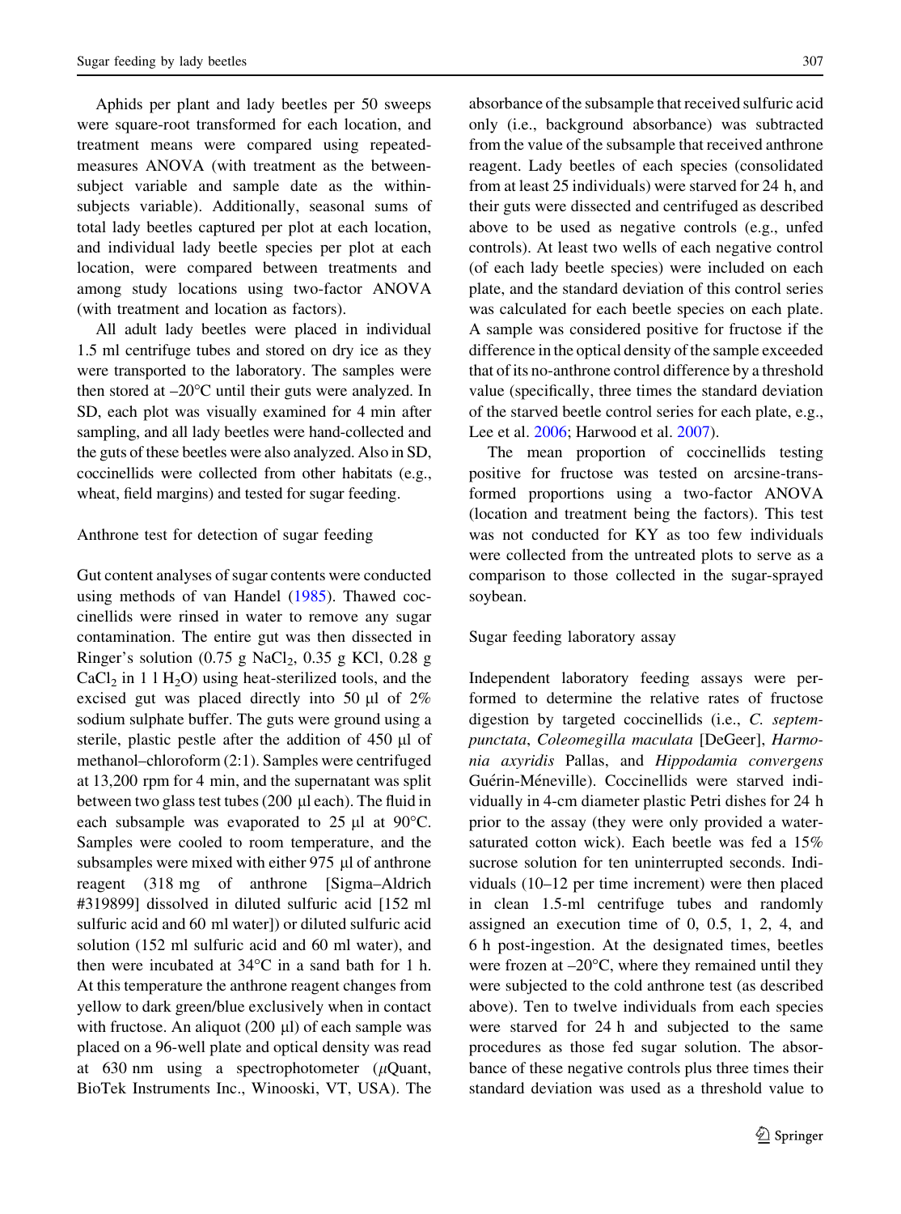Aphids per plant and lady beetles per 50 sweeps were square-root transformed for each location, and treatment means were compared using repeated-measures ANOVA (with treatment as the between-subject variable and sample date as the within-subjects variable). Additionally, seasonal sums of total lady beetles captured per plot at each location, and individual lady beetle species per plot at each location, were compared between treatments and among study locations using two-factor ANOVA (with treatment and location as factors).

All adult lady beetles were placed in individual 1.5 ml centrifuge tubes and stored on dry ice as they were transported to the laboratory. The samples were then stored at –20°C until their guts were analyzed. In SD, each plot was visually examined for 4 min after sampling, and all lady beetles were hand-collected and the guts of these beetles were also analyzed. Also in SD, coccinellids were collected from other habitats (e.g., wheat, field margins) and tested for sugar feeding.

### Anthrone test for detection of sugar feeding

Gut content analyses of sugar contents were conducted using methods of van Handel (1985). Thawed coccinellids were rinsed in water to remove any sugar contamination. The entire gut was then dissected in Ringer's solution (0.75 g $NaCl_2$, 0.35 g KCl, 0.28 g $CaCl_2$ in 1 l $H_2O$) using heat-sterilized tools, and the excised gut was placed directly into 50 µl of 2% sodium sulphate buffer. The guts were ground using a sterile, plastic pestle after the addition of 450 µl of methanol–chloroform (2:1). Samples were centrifuged at 13,200 rpm for 4 min, and the supernatant was split between two glass test tubes (200 µl each). The fluid in each subsample was evaporated to 25 µl at 90°C. Samples were cooled to room temperature, and the subsamples were mixed with either 975 µl of anthrone reagent (318 mg of anthrone [Sigma–Aldrich #319899] dissolved in diluted sulfuric acid [152 ml sulfuric acid and 60 ml water]) or diluted sulfuric acid solution (152 ml sulfuric acid and 60 ml water), and then were incubated at 34°C in a sand bath for 1 h. At this temperature the anthrone reagent changes from yellow to dark green/blue exclusively when in contact with fructose. An aliquot (200 µl) of each sample was placed on a 96-well plate and optical density was read at 630 nm using a spectrophotometer (*µ*Quant, BioTek Instruments Inc., Winooski, VT, USA). The absorbance of the subsample that received sulfuric acid only (i.e., background absorbance) was subtracted from the value of the subsample that received anthrone reagent. Lady beetles of each species (consolidated from at least 25 individuals) were starved for 24 h, and their guts were dissected and centrifuged as described above to be used as negative controls (e.g., unfed controls). At least two wells of each negative control (of each lady beetle species) were included on each plate, and the standard deviation of this control series was calculated for each beetle species on each plate. A sample was considered positive for fructose if the difference in the optical density of the sample exceeded that of its no-anthrone control difference by a threshold value (specifically, three times the standard deviation of the starved beetle control series for each plate, e.g., Lee et al. 2006; Harwood et al. 2007).

The mean proportion of coccinellids testing positive for fructose was tested on arcsine-transformed proportions using a two-factor ANOVA (location and treatment being the factors). This test was not conducted for KY as too few individuals were collected from the untreated plots to serve as a comparison to those collected in the sugar-sprayed soybean.

### Sugar feeding laboratory assay

Independent laboratory feeding assays were performed to determine the relative rates of fructose digestion by targeted coccinellids (i.e., *C. septempunctata*, *Coleomegilla maculata* [DeGeer], *Harmonia axyridis* Pallas, and *Hippodamia convergens* Guérin-Méneville). Coccinellids were starved individually in 4-cm diameter plastic Petri dishes for 24 h prior to the assay (they were only provided a water-saturated cotton wick). Each beetle was fed a 15% sucrose solution for ten uninterrupted seconds. Individuals (10–12 per time increment) were then placed in clean 1.5-ml centrifuge tubes and randomly assigned an execution time of 0, 0.5, 1, 2, 4, and 6 h post-ingestion. At the designated times, beetles were frozen at –20°C, where they remained until they were subjected to the cold anthrone test (as described above). Ten to twelve individuals from each species were starved for 24 h and subjected to the same procedures as those fed sugar solution. The absorbance of these negative controls plus three times their standard deviation was used as a threshold value to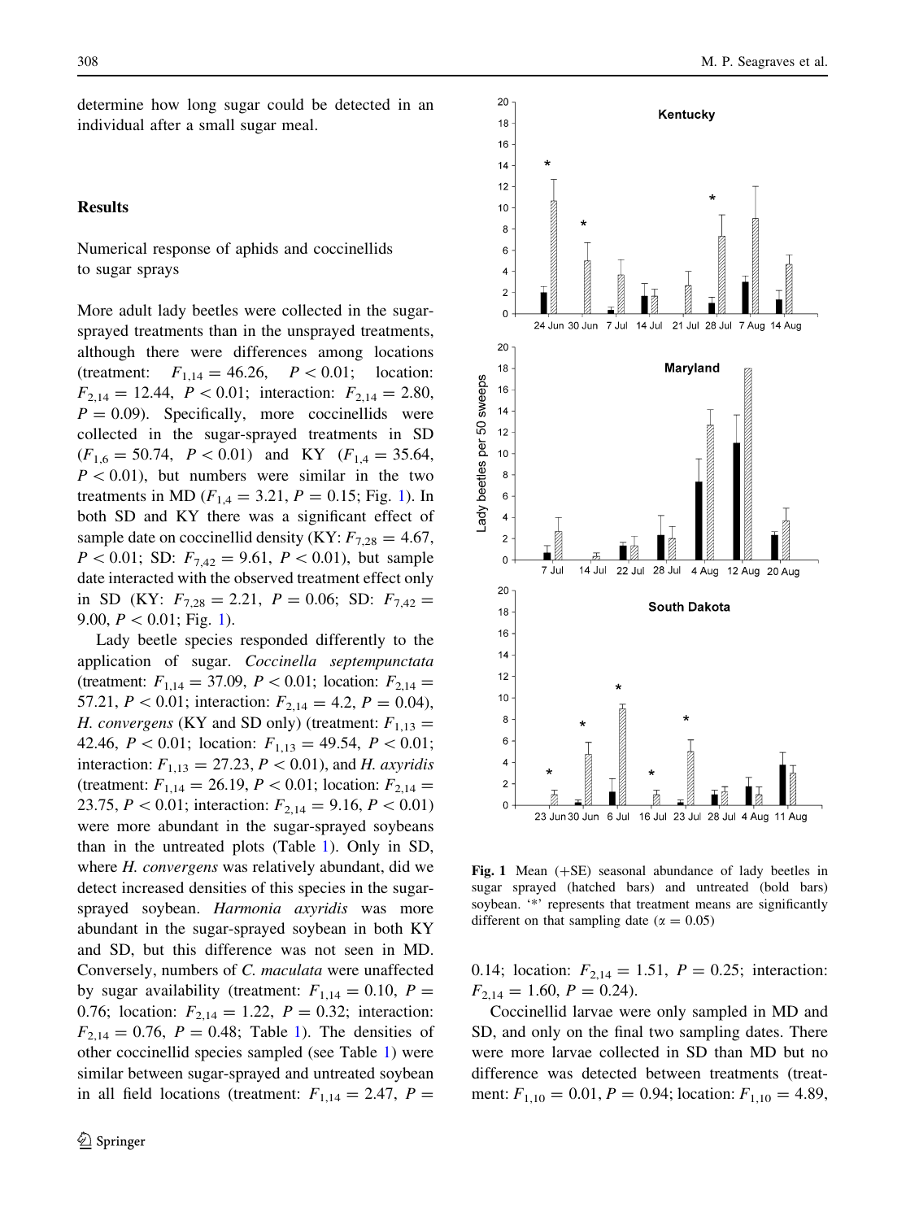determine how long sugar could be detected in an individual after a small sugar meal.

## Results

### Numerical response of aphids and coccinellids to sugar sprays

More adult lady beetles were collected in the sugar-sprayed treatments than in the unsprayed treatments, although there were differences among locations (treatment: $F_{1,14} = 46.26$, $P < 0.01$; location: $F_{2,14} = 12.44$, $P < 0.01$; interaction: $F_{2,14} = 2.80$, $P = 0.09$). Specifically, more coccinellids were collected in the sugar-sprayed treatments in SD ($F_{1,6} = 50.74$, $P < 0.01$) and KY ($F_{1,4} = 35.64$, $P < 0.01$), but numbers were similar in the two treatments in MD ($F_{1,4} = 3.21$, $P = 0.15$; Fig. 1). In both SD and KY there was a significant effect of sample date on coccinellid density (KY: $F_{7,28} = 4.67$, $P < 0.01$; SD: $F_{7,42} = 9.61$, $P < 0.01$), but sample date interacted with the observed treatment effect only in SD (KY: $F_{7,28} = 2.21$, $P = 0.06$; SD: $F_{7,42} = 9.00$, $P < 0.01$; Fig. 1).

Lady beetle species responded differently to the application of sugar. *Coccinella septempunctata* (treatment: $F_{1,14} = 37.09$, $P < 0.01$; location: $F_{2,14} = 57.21$, $P < 0.01$; interaction: $F_{2,14} = 4.2$, $P = 0.04$), *H. convergens* (KY and SD only) (treatment: $F_{1,13} = 42.46$, $P < 0.01$; location: $F_{1,13} = 49.54$, $P < 0.01$; interaction: $F_{1,13} = 27.23$, $P < 0.01$), and *H. axyridis* (treatment: $F_{1,14} = 26.19$, $P < 0.01$; location: $F_{2,14} = 23.75$, $P < 0.01$; interaction: $F_{2,14} = 9.16$, $P < 0.01$) were more abundant in the sugar-sprayed soybeans than in the untreated plots (Table 1). Only in SD, where *H. convergens* was relatively abundant, did we detect increased densities of this species in the sugar-sprayed soybean. *Harmonia axyridis* was more abundant in the sugar-sprayed soybean in both KY and SD, but this difference was not seen in MD. Conversely, numbers of *C. maculata* were unaffected by sugar availability (treatment: $F_{1,14} = 0.10$, $P = 0.76$; location: $F_{2,14} = 1.22$, $P = 0.32$; interaction: $F_{2,14} = 0.76$, $P = 0.48$; Table 1). The densities of other coccinellid species sampled (see Table 1) were similar between sugar-sprayed and untreated soybean in all field locations (treatment: $F_{1,14} = 2.47$, $P = 0.14$; location: $F_{2,14} = 1.51$, $P = 0.25$; interaction: $F_{2,14} = 1.60$, $P = 0.24$).

Coccinellid larvae were only sampled in MD and SD, and only on the final two sampling dates. There were more larvae collected in SD than MD but no difference was detected between treatments (treatment: $F_{1,10} = 0.01$, $P = 0.94$; location: $F_{1,10} = 4.89$,

**Fig. 1** Mean (+SE) seasonal abundance of lady beetles in sugar sprayed (hatched bars) and untreated (bold bars) soybean. '*' represents that treatment means are significantly different on that sampling date (α = 0.05)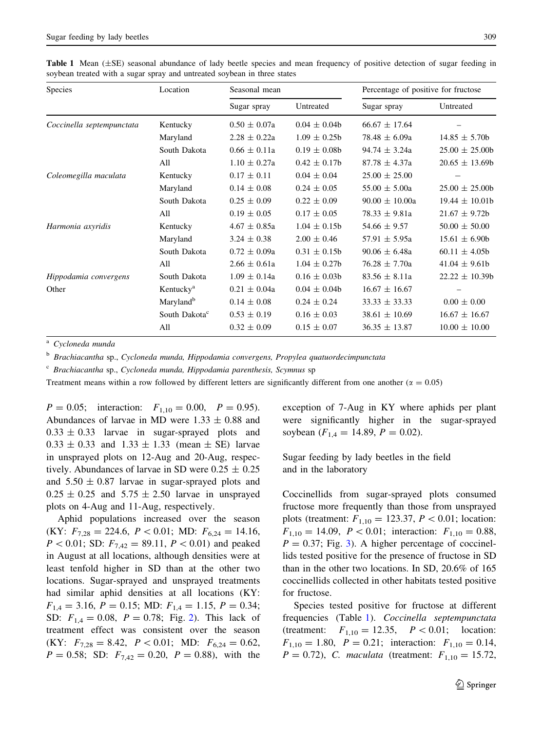**Table 1** Mean (±SE) seasonal abundance of lady beetle species and mean frequency of positive detection of sugar feeding in soybean treated with a sugar spray and untreated soybean in three states

| Species | Location | Seasonal mean | | Percentage of positive for fructose | |
|---|---|---|---|---|---|
| | | Sugar spray | Untreated | Sugar spray | Untreated |
| *Coccinella septempunctata* | Kentucky | 0.50 ± 0.07a | 0.04 ± 0.04b | 66.67 ± 17.64 | – |
| | Maryland | 2.28 ± 0.22a | 1.09 ± 0.25b | 78.48 ± 6.09a | 14.85 ± 5.70b |
| | South Dakota | 0.66 ± 0.11a | 0.19 ± 0.08b | 94.74 ± 3.24a | 25.00 ± 25.00b |
| | All | 1.10 ± 0.27a | 0.42 ± 0.17b | 87.78 ± 4.37a | 20.65 ± 13.69b |
| *Coleomegilla maculata* | Kentucky | 0.17 ± 0.11 | 0.04 ± 0.04 | 25.00 ± 25.00 | – |
| | Maryland | 0.14 ± 0.08 | 0.24 ± 0.05 | 55.00 ± 5.00a | 25.00 ± 25.00b |
| | South Dakota | 0.25 ± 0.09 | 0.22 ± 0.09 | 90.00 ± 10.00a | 19.44 ± 10.01b |
| | All | 0.19 ± 0.05 | 0.17 ± 0.05 | 78.33 ± 9.81a | 21.67 ± 9.72b |
| *Harmonia axyridis* | Kentucky | 4.67 ± 0.85a | 1.04 ± 0.15b | 54.66 ± 9.57 | 50.00 ± 50.00 |
| | Maryland | 3.24 ± 0.38 | 2.00 ± 0.46 | 57.91 ± 5.95a | 15.61 ± 6.90b |
| | South Dakota | 0.72 ± 0.09a | 0.31 ± 0.15b | 90.06 ± 6.48a | 60.11 ± 4.05b |
| | All | 2.66 ± 0.61a | 1.04 ± 0.27b | 76.28 ± 7.70a | 41.04 ± 9.61b |
| *Hippodamia convergens* | South Dakota | 1.09 ± 0.14a | 0.16 ± 0.03b | 83.56 ± 8.11a | 22.22 ± 10.39b |
| Other | Kentucky[a] | 0.21 ± 0.04a | 0.04 ± 0.04b | 16.67 ± 16.67 | – |
| | Maryland[b] | 0.14 ± 0.08 | 0.24 ± 0.24 | 33.33 ± 33.33 | 0.00 ± 0.00 |
| | South Dakota[c] | 0.53 ± 0.19 | 0.16 ± 0.03 | 38.61 ± 10.69 | 16.67 ± 16.67 |
| | All | 0.32 ± 0.09 | 0.15 ± 0.07 | 36.35 ± 13.87 | 10.00 ± 10.00 |

[a] *Cycloneda munda*

[b] *Brachiacantha* sp., *Cycloneda munda, Hippodamia convergens, Propylea quatuordecimpunctata*

[c] *Brachiacantha* sp., *Cycloneda munda, Hippodamia parenthesis, Scymnus* sp

Treatment means within a row followed by different letters are significantly different from one another ($\alpha = 0.05$)

$P = 0.05$; interaction: $F_{1,10} = 0.00$, $P = 0.95$). Abundances of larvae in MD were $1.33 \pm 0.88$ and $0.33 \pm 0.33$ larvae in sugar-sprayed plots and $0.33 \pm 0.33$ and $1.33 \pm 1.33$ (mean ± SE) larvae in unsprayed plots on 12-Aug and 20-Aug, respectively. Abundances of larvae in SD were $0.25 \pm 0.25$ and $5.50 \pm 0.87$ larvae in sugar-sprayed plots and $0.25 \pm 0.25$ and $5.75 \pm 2.50$ larvae in unsprayed plots on 4-Aug and 11-Aug, respectively.

Aphid populations increased over the season (KY: $F_{7,28} = 224.6$, $P < 0.01$; MD: $F_{6,24} = 14.16$, $P < 0.01$; SD: $F_{7,42} = 89.11$, $P < 0.01$) and peaked in August at all locations, although densities were at least tenfold higher in SD than at the other two locations. Sugar-sprayed and unsprayed treatments had similar aphid densities at all locations (KY: $F_{1,4} = 3.16$, $P = 0.15$; MD: $F_{1,4} = 1.15$, $P = 0.34$; SD: $F_{1,4} = 0.08$, $P = 0.78$; Fig. 2). This lack of treatment effect was consistent over the season (KY: $F_{7,28} = 8.42$, $P < 0.01$; MD: $F_{6,24} = 0.62$, $P = 0.58$; SD: $F_{7,42} = 0.20$, $P = 0.88$), with the exception of 7-Aug in KY where aphids per plant were significantly higher in the sugar-sprayed soybean ($F_{1,4} = 14.89$, $P = 0.02$).

### Sugar feeding by lady beetles in the field and in the laboratory

Coccinellids from sugar-sprayed plots consumed fructose more frequently than those from unsprayed plots (treatment: $F_{1,10} = 123.37$, $P < 0.01$; location: $F_{1,10} = 14.09$, $P < 0.01$; interaction: $F_{1,10} = 0.88$, $P = 0.37$; Fig. 3). A higher percentage of coccinellids tested positive for the presence of fructose in SD than in the other two locations. In SD, 20.6% of 165 coccinellids collected in other habitats tested positive for fructose.

Species tested positive for fructose at different frequencies (Table 1). *Coccinella septempunctata* (treatment: $F_{1,10} = 12.35$, $P < 0.01$; location: $F_{1,10} = 1.80$, $P = 0.21$; interaction: $F_{1,10} = 0.14$, $P = 0.72$), *C. maculata* (treatment: $F_{1,10} = 15.72$,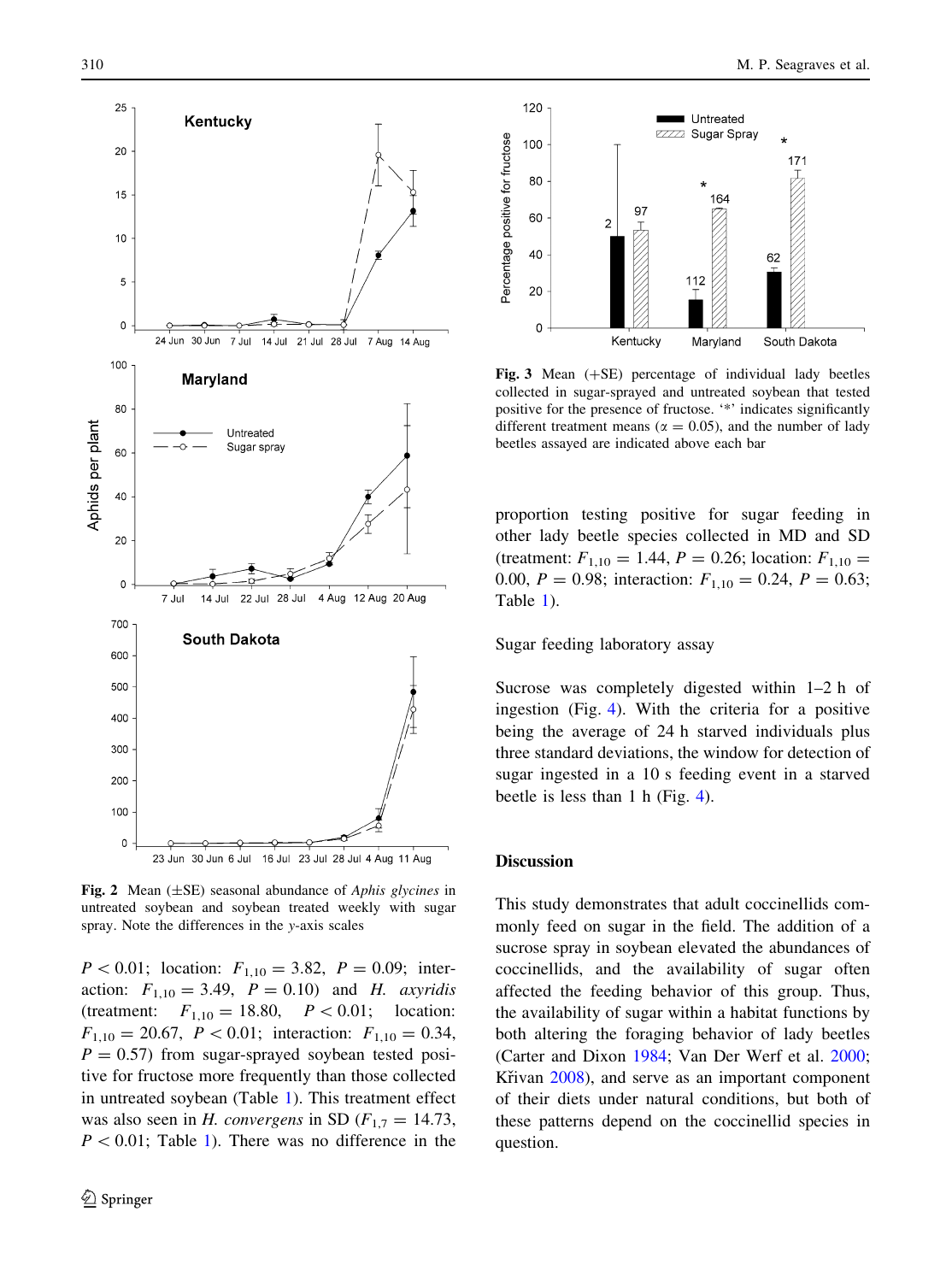**Fig. 2** Mean (±SE) seasonal abundance of *Aphis glycines* in untreated soybean and soybean treated weekly with sugar spray. Note the differences in the *y*-axis scales

**Fig. 3** Mean (+SE) percentage of individual lady beetles collected in sugar-sprayed and untreated soybean that tested positive for the presence of fructose. '*' indicates significantly different treatment means ($\alpha = 0.05$), and the number of lady beetles assayed are indicated above each bar

$P < 0.01$; location: $F_{1,10} = 3.82$, $P = 0.09$; interaction: $F_{1,10} = 3.49$, $P = 0.10$) and *H. axyridis* (treatment: $F_{1,10} = 18.80$, $P < 0.01$; location: $F_{1,10} = 20.67$, $P < 0.01$; interaction: $F_{1,10} = 0.34$, $P = 0.57$) from sugar-sprayed soybean tested positive for fructose more frequently than those collected in untreated soybean (Table 1). This treatment effect was also seen in *H. convergens* in SD ($F_{1,7} = 14.73$, $P < 0.01$; Table 1). There was no difference in the proportion testing positive for sugar feeding in other lady beetle species collected in MD and SD (treatment: $F_{1,10} = 1.44$, $P = 0.26$; location: $F_{1,10} = 0.00$, $P = 0.98$; interaction: $F_{1,10} = 0.24$, $P = 0.63$; Table 1).

Sugar feeding laboratory assay

Sucrose was completely digested within 1–2 h of ingestion (Fig. 4). With the criteria for a positive being the average of 24 h starved individuals plus three standard deviations, the window for detection of sugar ingested in a 10 s feeding event in a starved beetle is less than 1 h (Fig. 4).

## Discussion

This study demonstrates that adult coccinellids commonly feed on sugar in the field. The addition of a sucrose spray in soybean elevated the abundances of coccinellids, and the availability of sugar often affected the feeding behavior of this group. Thus, the availability of sugar within a habitat functions by both altering the foraging behavior of lady beetles (Carter and Dixon 1984; Van Der Werf et al. 2000; Křivan 2008), and serve as an important component of their diets under natural conditions, but both of these patterns depend on the coccinellid species in question.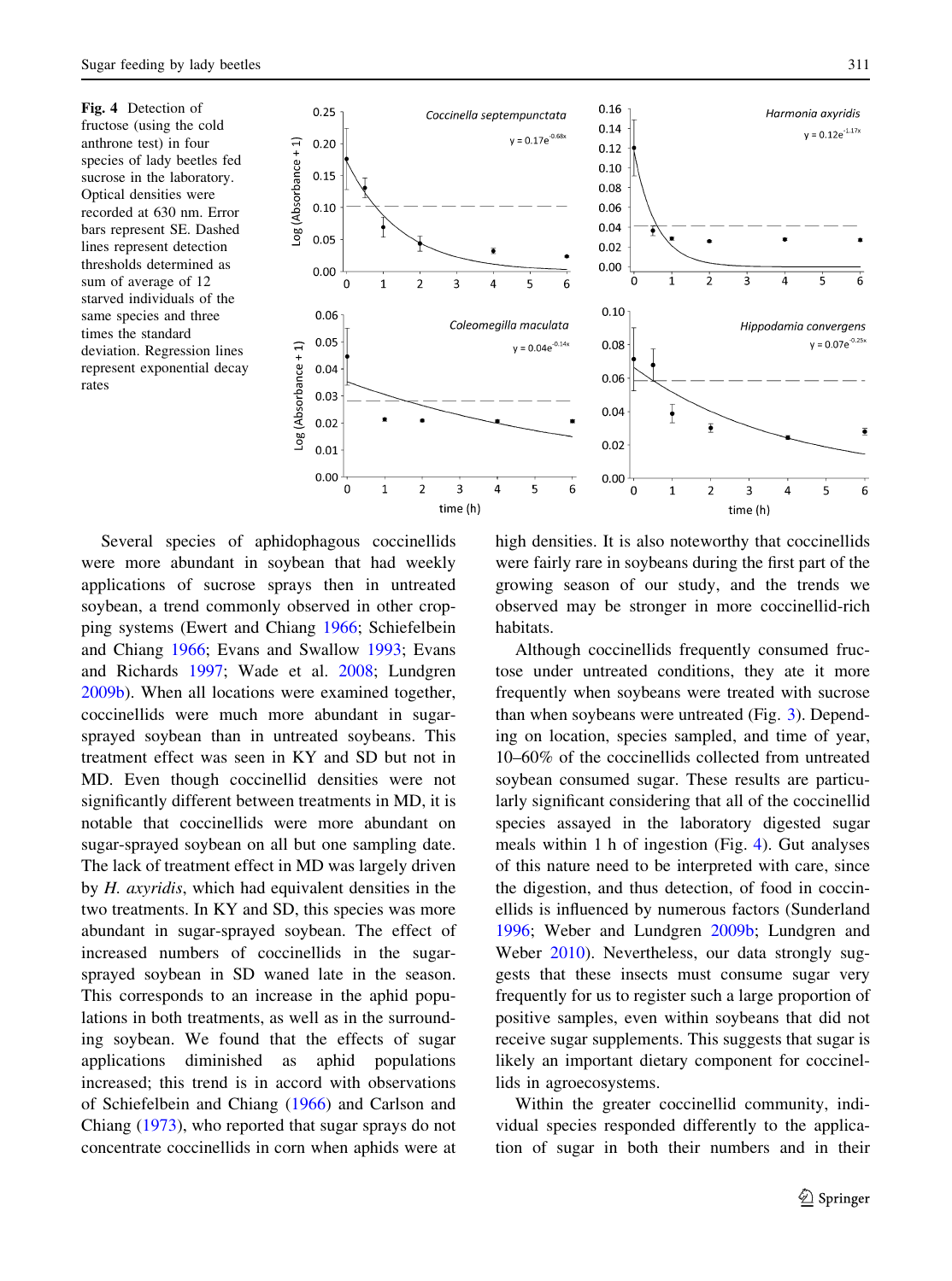**Fig. 4** Detection of fructose (using the cold anthrone test) in four species of lady beetles fed sucrose in the laboratory. Optical densities were recorded at 630 nm. Error bars represent SE. Dashed lines represent detection thresholds determined as sum of average of 12 starved individuals of the same species and three times the standard deviation. Regression lines represent exponential decay rates

Several species of aphidophagous coccinellids were more abundant in soybean that had weekly applications of sucrose sprays then in untreated soybean, a trend commonly observed in other cropping systems (Ewert and Chiang 1966; Schiefelbein and Chiang 1966; Evans and Swallow 1993; Evans and Richards 1997; Wade et al. 2008; Lundgren 2009b). When all locations were examined together, coccinellids were much more abundant in sugar-sprayed soybean than in untreated soybeans. This treatment effect was seen in KY and SD but not in MD. Even though coccinellid densities were not significantly different between treatments in MD, it is notable that coccinellids were more abundant on sugar-sprayed soybean on all but one sampling date. The lack of treatment effect in MD was largely driven by *H. axyridis*, which had equivalent densities in the two treatments. In KY and SD, this species was more abundant in sugar-sprayed soybean. The effect of increased numbers of coccinellids in the sugar-sprayed soybean in SD waned late in the season. This corresponds to an increase in the aphid populations in both treatments, as well as in the surrounding soybean. We found that the effects of sugar applications diminished as aphid populations increased; this trend is in accord with observations of Schiefelbein and Chiang (1966) and Carlson and Chiang (1973), who reported that sugar sprays do not concentrate coccinellids in corn when aphids were at high densities. It is also noteworthy that coccinellids were fairly rare in soybeans during the first part of the growing season of our study, and the trends we observed may be stronger in more coccinellid-rich habitats.

Although coccinellids frequently consumed fructose under untreated conditions, they ate it more frequently when soybeans were treated with sucrose than when soybeans were untreated (Fig. 3). Depending on location, species sampled, and time of year, 10–60% of the coccinellids collected from untreated soybean consumed sugar. These results are particularly significant considering that all of the coccinellid species assayed in the laboratory digested sugar meals within 1 h of ingestion (Fig. 4). Gut analyses of this nature need to be interpreted with care, since the digestion, and thus detection, of food in coccinellids is influenced by numerous factors (Sunderland 1996; Weber and Lundgren 2009b; Lundgren and Weber 2010). Nevertheless, our data strongly suggests that these insects must consume sugar very frequently for us to register such a large proportion of positive samples, even within soybeans that did not receive sugar supplements. This suggests that sugar is likely an important dietary component for coccinellids in agroecosystems.

Within the greater coccinellid community, individual species responded differently to the application of sugar in both their numbers and in their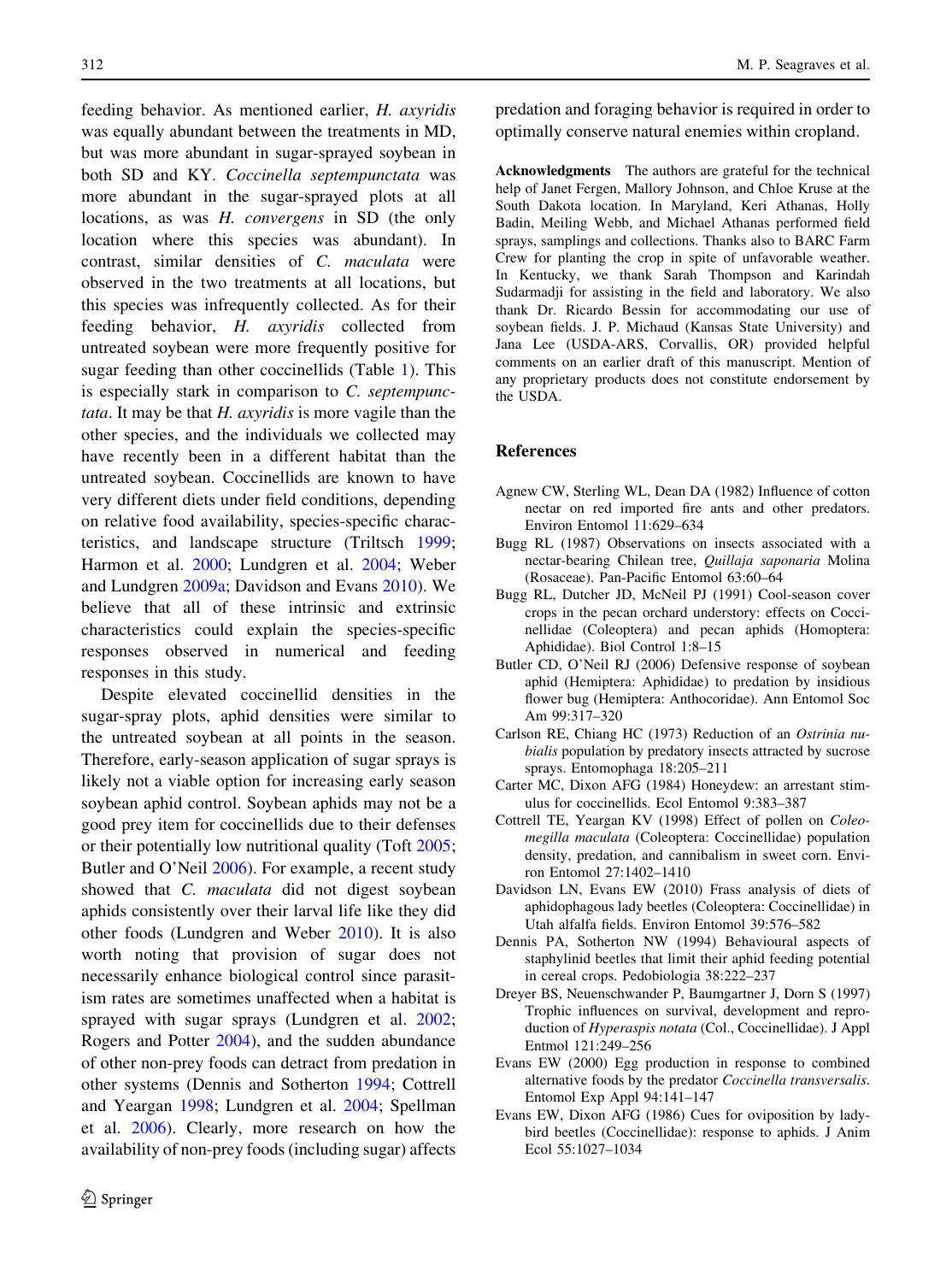feeding behavior. As mentioned earlier, *H. axyridis* was equally abundant between the treatments in MD, but was more abundant in sugar-sprayed soybean in both SD and KY. *Coccinella septempunctata* was more abundant in the sugar-sprayed plots at all locations, as was *H. convergens* in SD (the only location where this species was abundant). In contrast, similar densities of *C. maculata* were observed in the two treatments at all locations, but this species was infrequently collected. As for their feeding behavior, *H. axyridis* collected from untreated soybean were more frequently positive for sugar feeding than other coccinellids (Table 1). This is especially stark in comparison to *C. septempunctata*. It may be that *H. axyridis* is more vagile than the other species, and the individuals we collected may have recently been in a different habitat than the untreated soybean. Coccinellids are known to have very different diets under field conditions, depending on relative food availability, species-specific characteristics, and landscape structure (Triltsch 1999; Harmon et al. 2000; Lundgren et al. 2004; Weber and Lundgren 2009a; Davidson and Evans 2010). We believe that all of these intrinsic and extrinsic characteristics could explain the species-specific responses observed in numerical and feeding responses in this study.

Despite elevated coccinellid densities in the sugar-spray plots, aphid densities were similar to the untreated soybean at all points in the season. Therefore, early-season application of sugar sprays is likely not a viable option for increasing early season soybean aphid control. Soybean aphids may not be a good prey item for coccinellids due to their defenses or their potentially low nutritional quality (Toft 2005; Butler and O'Neil 2006). For example, a recent study showed that *C. maculata* did not digest soybean aphids consistently over their larval life like they did other foods (Lundgren and Weber 2010). It is also worth noting that provision of sugar does not necessarily enhance biological control since parasitism rates are sometimes unaffected when a habitat is sprayed with sugar sprays (Lundgren et al. 2002; Rogers and Potter 2004), and the sudden abundance of other non-prey foods can detract from predation in other systems (Dennis and Sotherton 1994; Cottrell and Yeargan 1998; Lundgren et al. 2004; Spellman et al. 2006). Clearly, more research on how the availability of non-prey foods (including sugar) affects predation and foraging behavior is required in order to optimally conserve natural enemies within cropland.

**Acknowledgments** The authors are grateful for the technical help of Janet Fergen, Mallory Johnson, and Chloe Kruse at the South Dakota location. In Maryland, Keri Athanas, Holly Badin, Meiling Webb, and Michael Athanas performed field sprays, samplings and collections. Thanks also to BARC Farm Crew for planting the crop in spite of unfavorable weather. In Kentucky, we thank Sarah Thompson and Karindah Sudarmadji for assisting in the field and laboratory. We also thank Dr. Ricardo Bessin for accommodating our use of soybean fields. J. P. Michaud (Kansas State University) and Jana Lee (USDA-ARS, Corvallis, OR) provided helpful comments on an earlier draft of this manuscript. Mention of any proprietary products does not constitute endorsement by the USDA.

## References

Agnew CW, Sterling WL, Dean DA (1982) Influence of cotton nectar on red imported fire ants and other predators. Environ Entomol 11:629–634

Bugg RL (1987) Observations on insects associated with a nectar-bearing Chilean tree, *Quillaja saponaria* Molina (Rosaceae). Pan-Pacific Entomol 63:60–64

Bugg RL, Dutcher JD, McNeil PJ (1991) Cool-season cover crops in the pecan orchard understory: effects on Coccinellidae (Coleoptera) and pecan aphids (Homoptera: Aphididae). Biol Control 1:8–15

Butler CD, O'Neil RJ (2006) Defensive response of soybean aphid (Hemiptera: Aphididae) to predation by insidious flower bug (Hemiptera: Anthocoridae). Ann Entomol Soc Am 99:317–320

Carlson RE, Chiang HC (1973) Reduction of an *Ostrinia nubialis* population by predatory insects attracted by sucrose sprays. Entomophaga 18:205–211

Carter MC, Dixon AFG (1984) Honeydew: an arrestant stimulus for coccinellids. Ecol Entomol 9:383–387

Cottrell TE, Yeargan KV (1998) Effect of pollen on *Coleomegilla maculata* (Coleoptera: Coccinellidae) population density, predation, and cannibalism in sweet corn. Environ Entomol 27:1402–1410

Davidson LN, Evans EW (2010) Frass analysis of diets of aphidophagous lady beetles (Coleoptera: Coccinellidae) in Utah alfalfa fields. Environ Entomol 39:576–582

Dennis PA, Sotherton NW (1994) Behavioural aspects of staphylinid beetles that limit their aphid feeding potential in cereal crops. Pedobiologia 38:222–237

Dreyer BS, Neuenschwander P, Baumgartner J, Dorn S (1997) Trophic influences on survival, development and reproduction of *Hyperaspis notata* (Col., Coccinellidae). J Appl Entmol 121:249–256

Evans EW (2000) Egg production in response to combined alternative foods by the predator *Coccinella transversalis*. Entomol Exp Appl 94:141–147

Evans EW, Dixon AFG (1986) Cues for oviposition by ladybird beetles (Coccinellidae): response to aphids. J Anim Ecol 55:1027–1034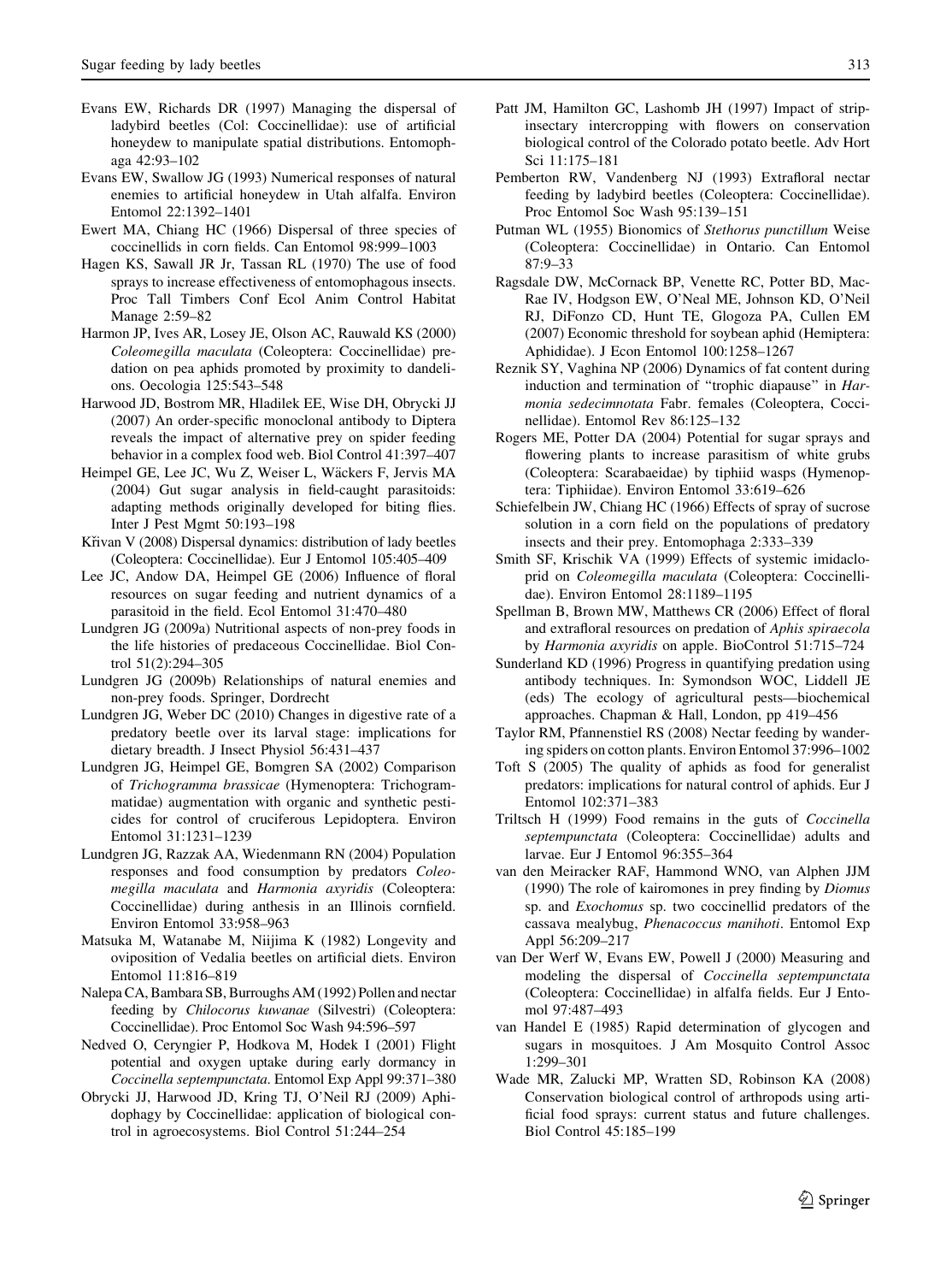Evans EW, Richards DR (1997) Managing the dispersal of ladybird beetles (Col: Coccinellidae): use of artificial honeydew to manipulate spatial distributions. Entomophaga 42:93–102

Evans EW, Swallow JG (1993) Numerical responses of natural enemies to artificial honeydew in Utah alfalfa. Environ Entomol 22:1392–1401

Ewert MA, Chiang HC (1966) Dispersal of three species of coccinellids in corn fields. Can Entomol 98:999–1003

Hagen KS, Sawall JR Jr, Tassan RL (1970) The use of food sprays to increase effectiveness of entomophagous insects. Proc Tall Timbers Conf Ecol Anim Control Habitat Manage 2:59–82

Harmon JP, Ives AR, Losey JE, Olson AC, Rauwald KS (2000) *Coleomegilla maculata* (Coleoptera: Coccinellidae) predation on pea aphids promoted by proximity to dandelions. Oecologia 125:543–548

Harwood JD, Bostrom MR, Hladilek EE, Wise DH, Obrycki JJ (2007) An order-specific monoclonal antibody to Diptera reveals the impact of alternative prey on spider feeding behavior in a complex food web. Biol Control 41:397–407

Heimpel GE, Lee JC, Wu Z, Weiser L, Wäckers F, Jervis MA (2004) Gut sugar analysis in field-caught parasitoids: adapting methods originally developed for biting flies. Inter J Pest Mgmt 50:193–198

Křivan V (2008) Dispersal dynamics: distribution of lady beetles (Coleoptera: Coccinellidae). Eur J Entomol 105:405–409

Lee JC, Andow DA, Heimpel GE (2006) Influence of floral resources on sugar feeding and nutrient dynamics of a parasitoid in the field. Ecol Entomol 31:470–480

Lundgren JG (2009a) Nutritional aspects of non-prey foods in the life histories of predaceous Coccinellidae. Biol Control 51(2):294–305

Lundgren JG (2009b) Relationships of natural enemies and non-prey foods. Springer, Dordrecht

Lundgren JG, Weber DC (2010) Changes in digestive rate of a predatory beetle over its larval stage: implications for dietary breadth. J Insect Physiol 56:431–437

Lundgren JG, Heimpel GE, Bomgren SA (2002) Comparison of *Trichogramma brassicae* (Hymenoptera: Trichogrammatidae) augmentation with organic and synthetic pesticides for control of cruciferous Lepidoptera. Environ Entomol 31:1231–1239

Lundgren JG, Razzak AA, Wiedenmann RN (2004) Population responses and food consumption by predators *Coleomegilla maculata* and *Harmonia axyridis* (Coleoptera: Coccinellidae) during anthesis in an Illinois cornfield. Environ Entomol 33:958–963

Matsuka M, Watanabe M, Niijima K (1982) Longevity and oviposition of Vedalia beetles on artificial diets. Environ Entomol 11:816–819

Nalepa CA, Bambara SB, Burroughs AM (1992) Pollen and nectar feeding by *Chilocorus kuwanae* (Silvestri) (Coleoptera: Coccinellidae). Proc Entomol Soc Wash 94:596–597

Nedved O, Ceryngier P, Hodkova M, Hodek I (2001) Flight potential and oxygen uptake during early dormancy in *Coccinella septempunctata*. Entomol Exp Appl 99:371–380

Obrycki JJ, Harwood JD, Kring TJ, O'Neil RJ (2009) Aphidophagy by Coccinellidae: application of biological control in agroecosystems. Biol Control 51:244–254

Patt JM, Hamilton GC, Lashomb JH (1997) Impact of strip-insectary intercropping with flowers on conservation biological control of the Colorado potato beetle. Adv Hort Sci 11:175–181

Pemberton RW, Vandenberg NJ (1993) Extrafloral nectar feeding by ladybird beetles (Coleoptera: Coccinellidae). Proc Entomol Soc Wash 95:139–151

Putman WL (1955) Bionomics of *Stethorus punctillum* Weise (Coleoptera: Coccinellidae) in Ontario. Can Entomol 87:9–33

Ragsdale DW, McCornack BP, Venette RC, Potter BD, MacRae IV, Hodgson EW, O'Neal ME, Johnson KD, O'Neil RJ, DiFonzo CD, Hunt TE, Glogoza PA, Cullen EM (2007) Economic threshold for soybean aphid (Hemiptera: Aphididae). J Econ Entomol 100:1258–1267

Reznik SY, Vaghina NP (2006) Dynamics of fat content during induction and termination of "trophic diapause" in *Harmonia sedecimnotata* Fabr. females (Coleoptera, Coccinellidae). Entomol Rev 86:125–132

Rogers ME, Potter DA (2004) Potential for sugar sprays and flowering plants to increase parasitism of white grubs (Coleoptera: Scarabaeidae) by tiphiid wasps (Hymenoptera: Tiphiidae). Environ Entomol 33:619–626

Schiefelbein JW, Chiang HC (1966) Effects of spray of sucrose solution in a corn field on the populations of predatory insects and their prey. Entomophaga 2:333–339

Smith SF, Krischik VA (1999) Effects of systemic imidacloprid on *Coleomegilla maculata* (Coleoptera: Coccinellidae). Environ Entomol 28:1189–1195

Spellman B, Brown MW, Matthews CR (2006) Effect of floral and extrafloral resources on predation of *Aphis spiraecola* by *Harmonia axyridis* on apple. BioControl 51:715–724

Sunderland KD (1996) Progress in quantifying predation using antibody techniques. In: Symondson WOC, Liddell JE (eds) The ecology of agricultural pests—biochemical approaches. Chapman & Hall, London, pp 419–456

Taylor RM, Pfannenstiel RS (2008) Nectar feeding by wandering spiders on cotton plants. Environ Entomol 37:996–1002

Toft S (2005) The quality of aphids as food for generalist predators: implications for natural control of aphids. Eur J Entomol 102:371–383

Triltsch H (1999) Food remains in the guts of *Coccinella septempunctata* (Coleoptera: Coccinellidae) adults and larvae. Eur J Entomol 96:355–364

van den Meiracker RAF, Hammond WNO, van Alphen JJM (1990) The role of kairomones in prey finding by *Diomus* sp. and *Exochomus* sp. two coccinellid predators of the cassava mealybug, *Phenacoccus manihoti*. Entomol Exp Appl 56:209–217

van Der Werf W, Evans EW, Powell J (2000) Measuring and modeling the dispersal of *Coccinella septempunctata* (Coleoptera: Coccinellidae) in alfalfa fields. Eur J Entomol 97:487–493

van Handel E (1985) Rapid determination of glycogen and sugars in mosquitoes. J Am Mosquito Control Assoc 1:299–301

Wade MR, Zalucki MP, Wratten SD, Robinson KA (2008) Conservation biological control of arthropods using artificial food sprays: current status and future challenges. Biol Control 45:185–199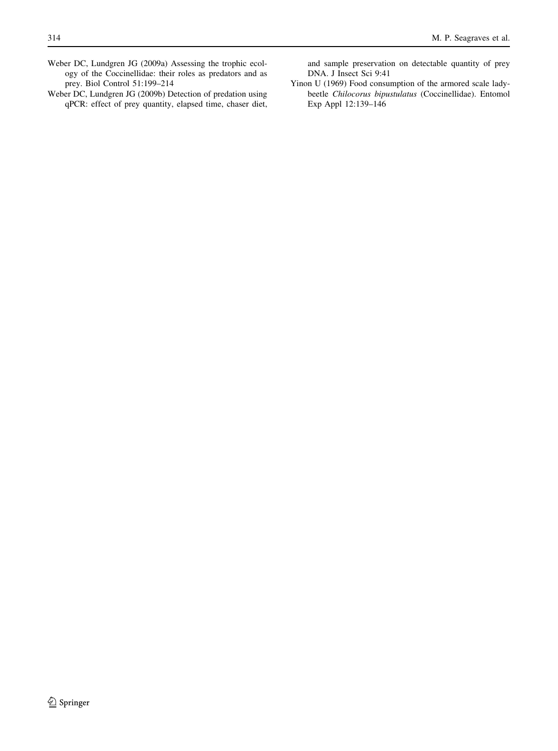Weber DC, Lundgren JG (2009a) Assessing the trophic ecology of the Coccinellidae: their roles as predators and as prey. Biol Control 51:199–214

Weber DC, Lundgren JG (2009b) Detection of predation using qPCR: effect of prey quantity, elapsed time, chaser diet, and sample preservation on detectable quantity of prey DNA. J Insect Sci 9:41

Yinon U (1969) Food consumption of the armored scale lady-beetle *Chilocorus bipustulatus* (Coccinellidae). Entomol Exp Appl 12:139–146